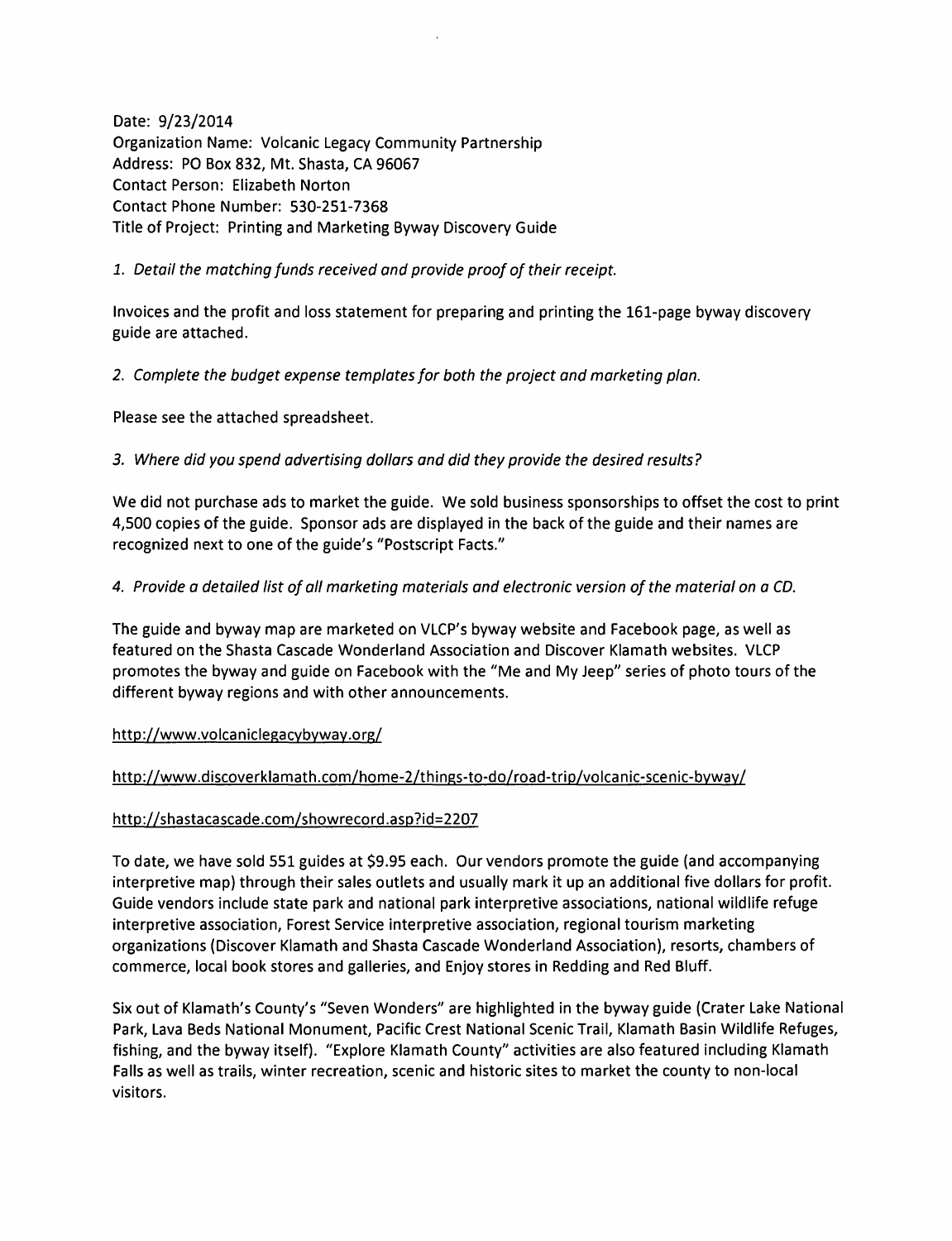Date: 9/23/2014
Organization Name: Volcanic Legacy Community Partnership
Address: PO Box 832, Mt. Shasta, CA 96067
Contact Person: Elizabeth Norton
Contact Phone Number: 530-251-7368
Title of Project: Printing and Marketing Byway Discovery Guide

*1. Detail the matching funds received and provide proof of their receipt.*

Invoices and the profit and loss statement for preparing and printing the 161-page byway discovery guide are attached.

*2. Complete the budget expense templates for both the project and marketing plan.*

Please see the attached spreadsheet.

*3. Where did you spend advertising dollars and did they provide the desired results?*

We did not purchase ads to market the guide. We sold business sponsorships to offset the cost to print 4,500 copies of the guide. Sponsor ads are displayed in the back of the guide and their names are recognized next to one of the guide's "Postscript Facts."

*4. Provide a detailed list of all marketing materials and electronic version of the material on a CD.*

The guide and byway map are marketed on VLCP's byway website and Facebook page, as well as featured on the Shasta Cascade Wonderland Association and Discover Klamath websites. VLCP promotes the byway and guide on Facebook with the "Me and My Jeep" series of photo tours of the different byway regions and with other announcements.

http://www.volcaniclegacybyway.org/

http://www.discoverklamath.com/home-2/things-to-do/road-trip/volcanic-scenic-byway/

http://shastacascade.com/showrecord.asp?id=2207

To date, we have sold 551 guides at $9.95 each. Our vendors promote the guide (and accompanying interpretive map) through their sales outlets and usually mark it up an additional five dollars for profit. Guide vendors include state park and national park interpretive associations, national wildlife refuge interpretive association, Forest Service interpretive association, regional tourism marketing organizations (Discover Klamath and Shasta Cascade Wonderland Association), resorts, chambers of commerce, local book stores and galleries, and Enjoy stores in Redding and Red Bluff.

Six out of Klamath's County's "Seven Wonders" are highlighted in the byway guide (Crater Lake National Park, Lava Beds National Monument, Pacific Crest National Scenic Trail, Klamath Basin Wildlife Refuges, fishing, and the byway itself). "Explore Klamath County" activities are also featured including Klamath Falls as well as trails, winter recreation, scenic and historic sites to market the county to non-local visitors.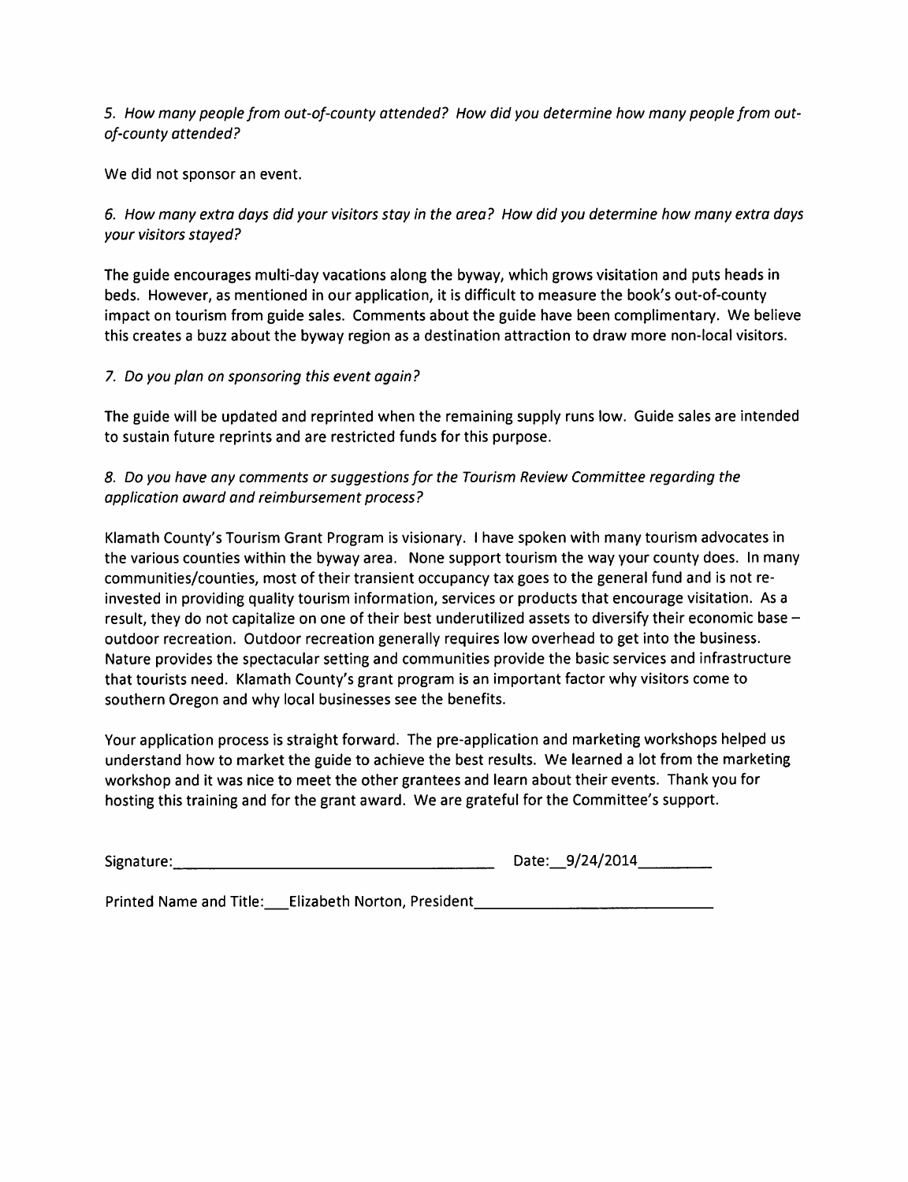*5. How many people from out-of-county attended? How did you determine how many people from out-of-county attended?*

We did not sponsor an event.

*6. How many extra days did your visitors stay in the area? How did you determine how many extra days your visitors stayed?*

The guide encourages multi-day vacations along the byway, which grows visitation and puts heads in beds. However, as mentioned in our application, it is difficult to measure the book's out-of-county impact on tourism from guide sales. Comments about the guide have been complimentary. We believe this creates a buzz about the byway region as a destination attraction to draw more non-local visitors.

*7. Do you plan on sponsoring this event again?*

The guide will be updated and reprinted when the remaining supply runs low. Guide sales are intended to sustain future reprints and are restricted funds for this purpose.

*8. Do you have any comments or suggestions for the Tourism Review Committee regarding the application award and reimbursement process?*

Klamath County's Tourism Grant Program is visionary. I have spoken with many tourism advocates in the various counties within the byway area. None support tourism the way your county does. In many communities/counties, most of their transient occupancy tax goes to the general fund and is not re-invested in providing quality tourism information, services or products that encourage visitation. As a result, they do not capitalize on one of their best underutilized assets to diversify their economic base – outdoor recreation. Outdoor recreation generally requires low overhead to get into the business. Nature provides the spectacular setting and communities provide the basic services and infrastructure that tourists need. Klamath County's grant program is an important factor why visitors come to southern Oregon and why local businesses see the benefits.

Your application process is straight forward. The pre-application and marketing workshops helped us understand how to market the guide to achieve the best results. We learned a lot from the marketing workshop and it was nice to meet the other grantees and learn about their events. Thank you for hosting this training and for the grant award. We are grateful for the Committee's support.

Signature:\_\_\_\_\_\_\_\_\_\_\_\_\_\_\_\_\_\_\_\_\_\_\_\_\_\_\_\_\_\_ Date: 9/24/2014

Printed Name and Title: Elizabeth Norton, President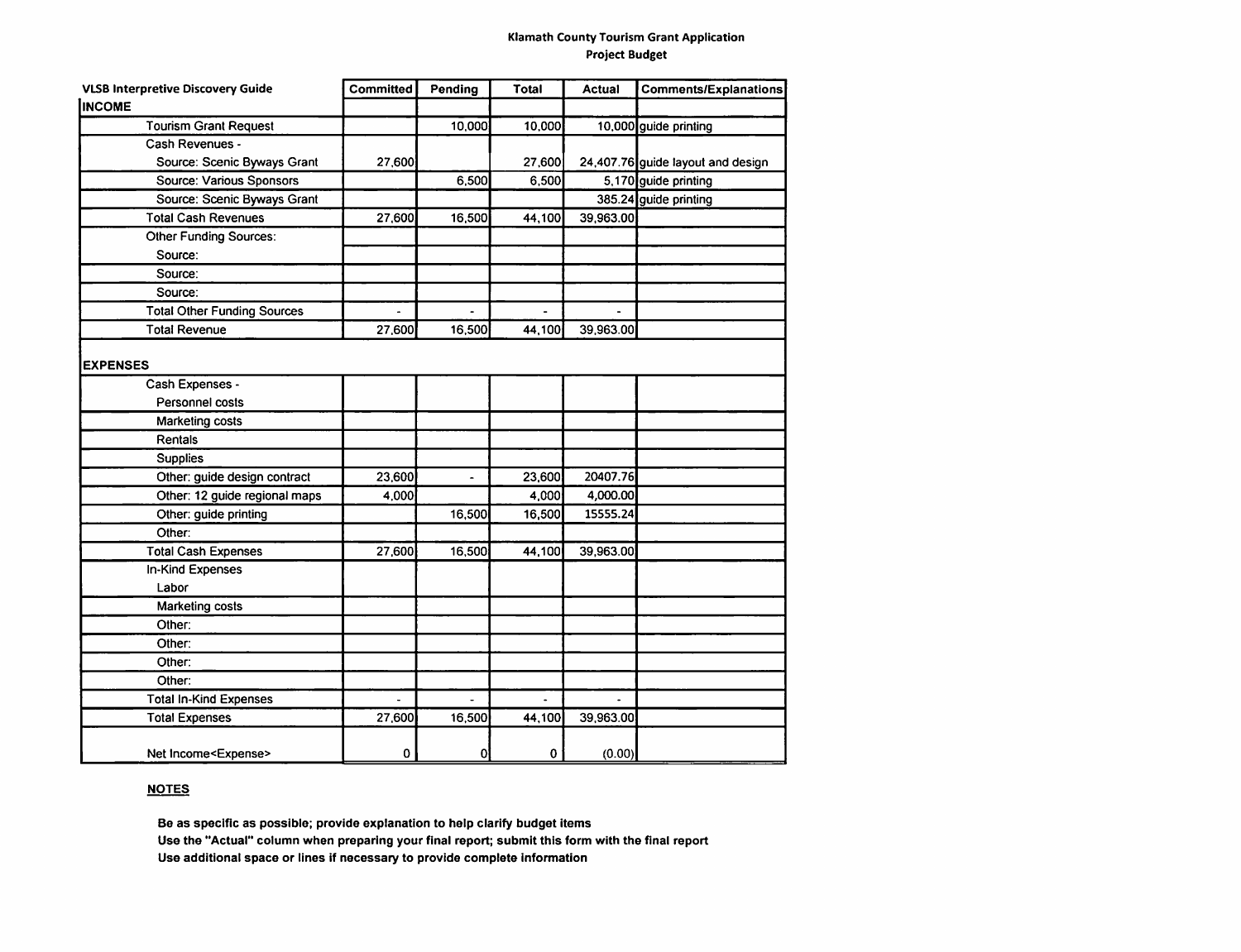**Klamath County Tourism Grant Application**
**Project Budget**

| VLSB Interpretive Discovery Guide | Committed | Pending | Total | Actual | Comments/Explanations |
|---|---|---|---|---|---|
| **INCOME** | | | | | |
| Tourism Grant Request | | 10,000 | 10,000 | 10,000 | guide printing |
| Cash Revenues - | | | | | |
| Source: Scenic Byways Grant | 27,600 | | 27,600 | 24,407.76 | guide layout and design |
| Source: Various Sponsors | | 6,500 | 6,500 | 5,170 | guide printing |
| Source: Scenic Byways Grant | | | | 385.24 | guide printing |
| Total Cash Revenues | 27,600 | 16,500 | 44,100 | 39,963.00 | |
| Other Funding Sources: | | | | | |
| Source: | | | | | |
| Source: | | | | | |
| Source: | | | | | |
| Total Other Funding Sources | - | - | - | - | |
| Total Revenue | 27,600 | 16,500 | 44,100 | 39,963.00 | |
| **EXPENSES** | | | | | |
| Cash Expenses - | | | | | |
| Personnel costs | | | | | |
| Marketing costs | | | | | |
| Rentals | | | | | |
| Supplies | | | | | |
| Other: guide design contract | 23,600 | - | 23,600 | 20407.76 | |
| Other: 12 guide regional maps | 4,000 | | 4,000 | 4,000.00 | |
| Other: guide printing | | 16,500 | 16,500 | 15555.24 | |
| Other: | | | | | |
| Total Cash Expenses | 27,600 | 16,500 | 44,100 | 39,963.00 | |
| In-Kind Expenses | | | | | |
| Labor | | | | | |
| Marketing costs | | | | | |
| Other: | | | | | |
| Other: | | | | | |
| Other: | | | | | |
| Other: | | | | | |
| Total In-Kind Expenses | - | - | - | - | |
| Total Expenses | 27,600 | 16,500 | 44,100 | 39,963.00 | |
| Net Income<Expense> | 0 | 0 | 0 | (0.00) | |

**NOTES**

**Be as specific as possible; provide explanation to help clarify budget items**
**Use the "Actual" column when preparing your final report; submit this form with the final report**
**Use additional space or lines if necessary to provide complete information**